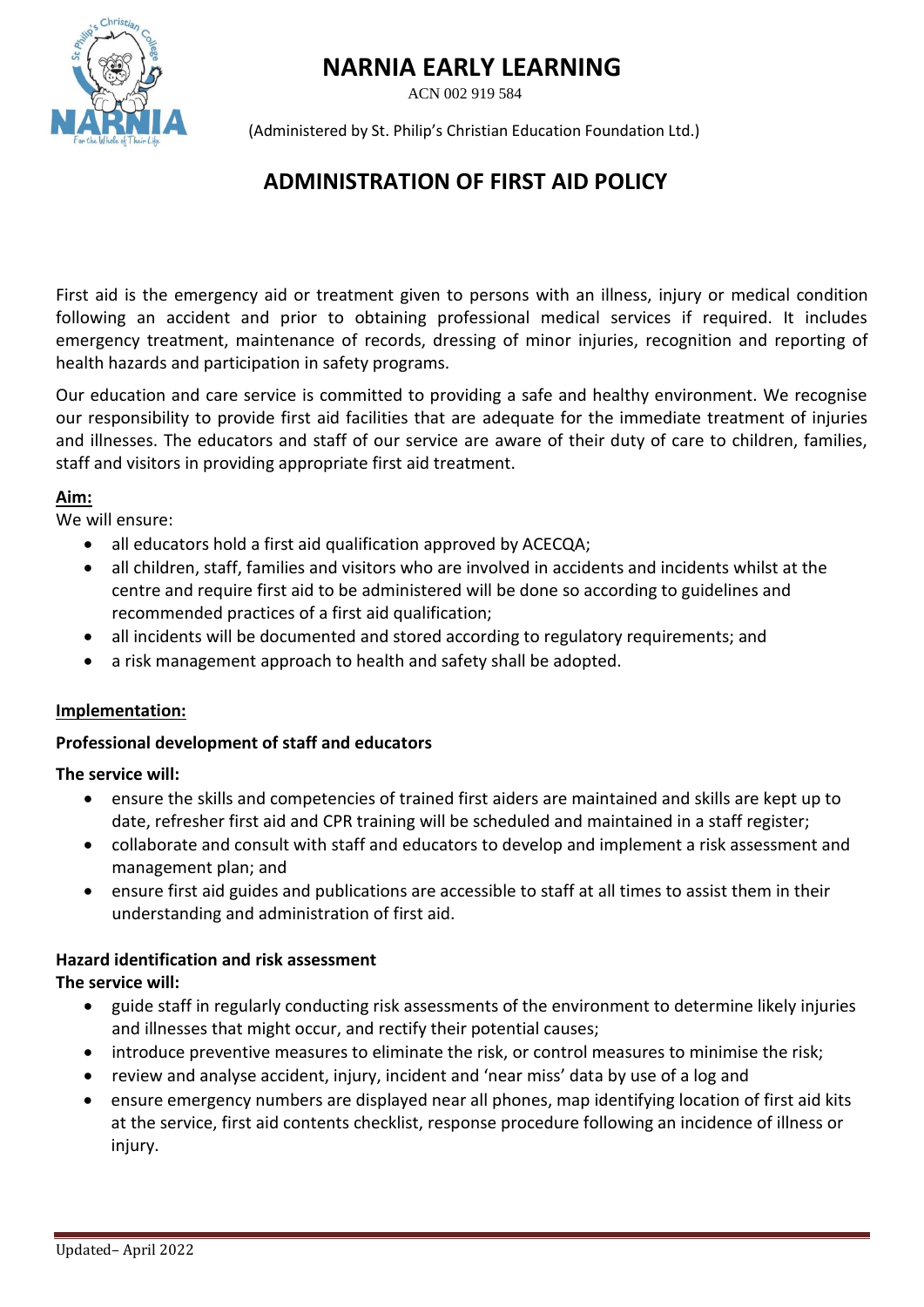# NARNIA EARLY LEARNING

ACN 002 919 584

(Administered by St. Philip's Christian Education Foundation Ltd.)

## ADMINISTRATION OF FIRST AID POLICY

First aid is the emergency aid or treatment given to persons with an illness, injury or medical condition following an accident and prior to obtaining professional medical services if required. It includes emergency treatment, maintenance of records, dressing of minor injuries, recognition and reporting of health hazards and participation in safety programs.

Our education and care service is committed to providing a safe and healthy environment. We recognise our responsibility to provide first aid facilities that are adequate for the immediate treatment of injuries and illnesses. The educators and staff of our service are aware of their duty of care to children, families, staff and visitors in providing appropriate first aid treatment.

**Aim:**

We will ensure:

- all educators hold a first aid qualification approved by ACECQA;
- all children, staff, families and visitors who are involved in accidents and incidents whilst at the centre and require first aid to be administered will be done so according to guidelines and recommended practices of a first aid qualification;
- all incidents will be documented and stored according to regulatory requirements; and
- a risk management approach to health and safety shall be adopted.

**Implementation:**

**Professional development of staff and educators**

**The service will:**

- ensure the skills and competencies of trained first aiders are maintained and skills are kept up to date, refresher first aid and CPR training will be scheduled and maintained in a staff register;
- collaborate and consult with staff and educators to develop and implement a risk assessment and management plan; and
- ensure first aid guides and publications are accessible to staff at all times to assist them in their understanding and administration of first aid.

**Hazard identification and risk assessment**

**The service will:**

- guide staff in regularly conducting risk assessments of the environment to determine likely injuries and illnesses that might occur, and rectify their potential causes;
- introduce preventive measures to eliminate the risk, or control measures to minimise the risk;
- review and analyse accident, injury, incident and 'near miss' data by use of a log and
- ensure emergency numbers are displayed near all phones, map identifying location of first aid kits at the service, first aid contents checklist, response procedure following an incidence of illness or injury.

Updated– April 2022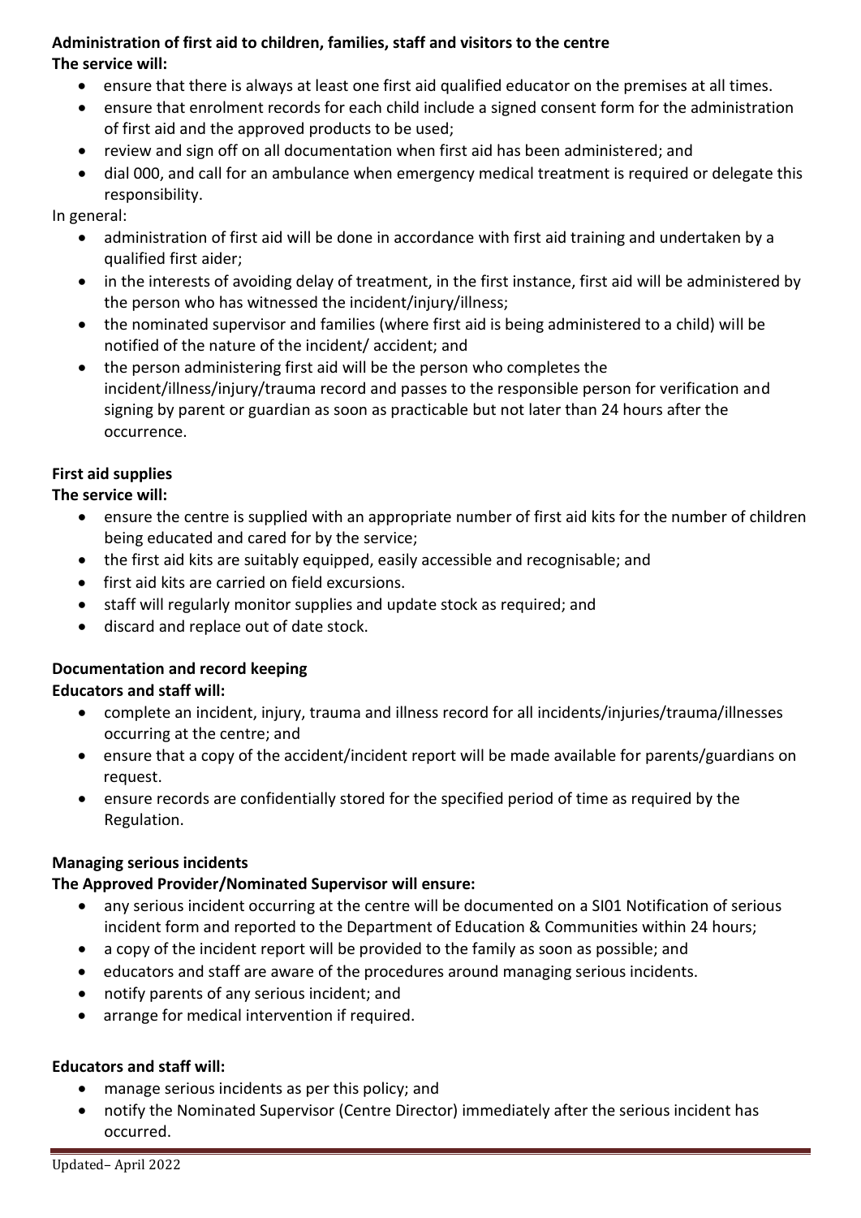**Administration of first aid to children, families, staff and visitors to the centre**

**The service will:**

- ensure that there is always at least one first aid qualified educator on the premises at all times.
- ensure that enrolment records for each child include a signed consent form for the administration of first aid and the approved products to be used;
- review and sign off on all documentation when first aid has been administered; and
- dial 000, and call for an ambulance when emergency medical treatment is required or delegate this responsibility.

In general:

- administration of first aid will be done in accordance with first aid training and undertaken by a qualified first aider;
- in the interests of avoiding delay of treatment, in the first instance, first aid will be administered by the person who has witnessed the incident/injury/illness;
- the nominated supervisor and families (where first aid is being administered to a child) will be notified of the nature of the incident/ accident; and
- the person administering first aid will be the person who completes the incident/illness/injury/trauma record and passes to the responsible person for verification and signing by parent or guardian as soon as practicable but not later than 24 hours after the occurrence.

**First aid supplies**

**The service will:**

- ensure the centre is supplied with an appropriate number of first aid kits for the number of children being educated and cared for by the service;
- the first aid kits are suitably equipped, easily accessible and recognisable; and
- first aid kits are carried on field excursions.
- staff will regularly monitor supplies and update stock as required; and
- discard and replace out of date stock.

**Documentation and record keeping**

**Educators and staff will:**

- complete an incident, injury, trauma and illness record for all incidents/injuries/trauma/illnesses occurring at the centre; and
- ensure that a copy of the accident/incident report will be made available for parents/guardians on request.
- ensure records are confidentially stored for the specified period of time as required by the Regulation.

**Managing serious incidents**

**The Approved Provider/Nominated Supervisor will ensure:**

- any serious incident occurring at the centre will be documented on a SI01 Notification of serious incident form and reported to the Department of Education & Communities within 24 hours;
- a copy of the incident report will be provided to the family as soon as possible; and
- educators and staff are aware of the procedures around managing serious incidents.
- notify parents of any serious incident; and
- arrange for medical intervention if required.

**Educators and staff will:**

- manage serious incidents as per this policy; and
- notify the Nominated Supervisor (Centre Director) immediately after the serious incident has occurred.

Updated– April 2022